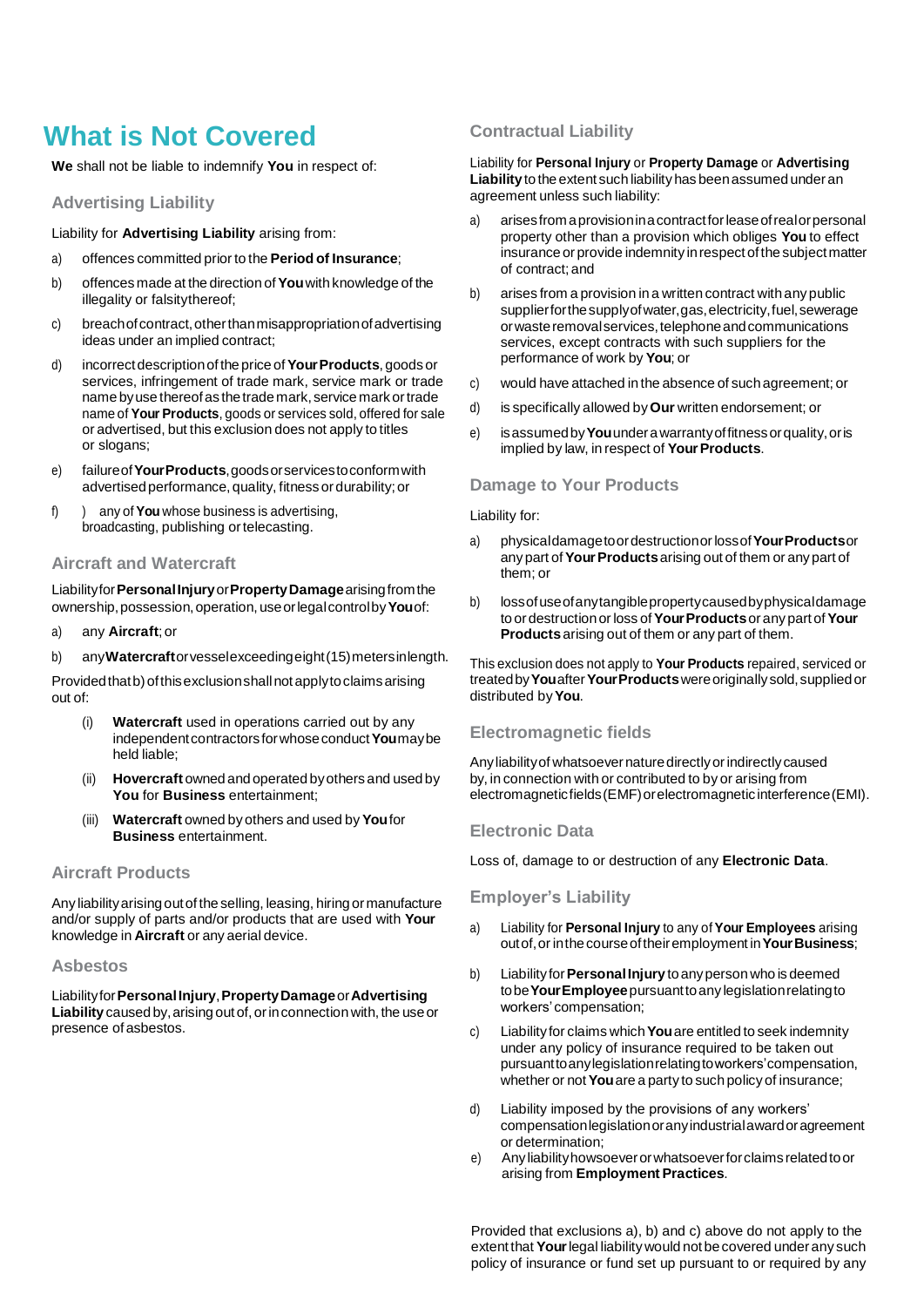# What is Not Covered

**We** shall not be liable to indemnify **You** in respect of:

## Advertising Liability

Liability for **Advertising Liability** arising from:

a) offences committed prior to the **Period of Insurance**;

b) offences made at the direction of **You** with knowledge of the illegality or falsity thereof;

c) breach of contract, other than misappropriation of advertising ideas under an implied contract;

d) incorrect description of the price of **Your Products**, goods or services, infringement of trade mark, service mark or trade name by use thereof as the trade mark, service mark or trade name of **Your Products**, goods or services sold, offered for sale or advertised, but this exclusion does not apply to titles or slogans;

e) failure of **Your Products**, goods or services to conform with advertised performance, quality, fitness or durability; or

f) ) any of **You** whose business is advertising, broadcasting, publishing or telecasting.

## Aircraft and Watercraft

Liability for **Personal Injury** or **Property Damage** arising from the ownership, possession, operation, use or legal control by **You** of:

a) any **Aircraft**; or

b) any **Watercraft** or vessel exceeding eight (15) meters in length.

Provided that b) of this exclusion shall not apply to claims arising out of:

(i) **Watercraft** used in operations carried out by any independent contractors for whose conduct **You** may be held liable;

(ii) **Hovercraft** owned and operated by others and used by **You** for **Business** entertainment;

(iii) **Watercraft** owned by others and used by **You** for **Business** entertainment.

## Aircraft Products

Any liability arising out of the selling, leasing, hiring or manufacture and/or supply of parts and/or products that are used with **Your** knowledge in **Aircraft** or any aerial device.

## Asbestos

Liability for **Personal Injury**, **Property Damage** or **Advertising Liability** caused by, arising out of, or in connection with, the use or presence of asbestos.

## Contractual Liability

Liability for **Personal Injury** or **Property Damage** or **Advertising Liability** to the extent such liability has been assumed under an agreement unless such liability:

a) arises from a provision in a contract for lease of real or personal property other than a provision which obliges **You** to effect insurance or provide indemnity in respect of the subject matter of contract; and

b) arises from a provision in a written contract with any public supplier for the supply of water, gas, electricity, fuel, sewerage or waste removal services, telephone and communications services, except contracts with such suppliers for the performance of work by **You**; or

c) would have attached in the absence of such agreement; or

d) is specifically allowed by **Our** written endorsement; or

e) is assumed by **You** under a warranty of fitness or quality, or is implied by law, in respect of **Your Products**.

## Damage to Your Products

Liability for:

a) physical damage to or destruction or loss of **Your Products** or any part of **Your Products** arising out of them or any part of them; or

b) loss of use of any tangible property caused by physical damage to or destruction or loss of **Your Products** or any part of **Your Products** arising out of them or any part of them.

This exclusion does not apply to **Your Products** repaired, serviced or treated by **You** after **Your Products** were originally sold, supplied or distributed by **You**.

## Electromagnetic fields

Any liability of whatsoever nature directly or indirectly caused by, in connection with or contributed to by or arising from electromagnetic fields (EMF) or electromagnetic interference (EMI).

## Electronic Data

Loss of, damage to or destruction of any **Electronic Data**.

## Employer's Liability

a) Liability for **Personal Injury** to any of **Your Employees** arising out of, or in the course of their employment in **Your Business**;

b) Liability for **Personal Injury** to any person who is deemed to be **Your Employee** pursuant to any legislation relating to workers' compensation;

c) Liability for claims which **You** are entitled to seek indemnity under any policy of insurance required to be taken out pursuant to any legislation relating to workers' compensation, whether or not **You** are a party to such policy of insurance;

d) Liability imposed by the provisions of any workers' compensation legislation or any industrial award or agreement or determination;

e) Any liability howsoever or whatsoever for claims related to or arising from **Employment Practices**.

Provided that exclusions a), b) and c) above do not apply to the extent that **Your** legal liability would not be covered under any such policy of insurance or fund set up pursuant to or required by any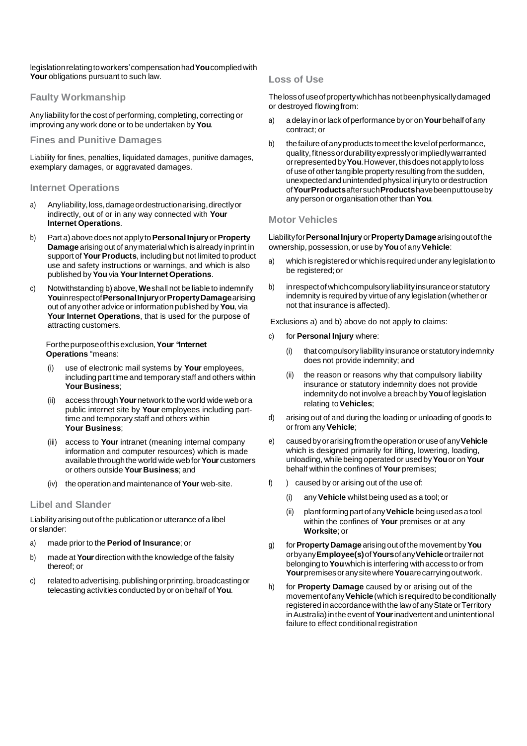legislation relating to workers' compensation had **You** complied with **Your** obligations pursuant to such law.

## Faulty Workmanship

Any liability for the cost of performing, completing, correcting or improving any work done or to be undertaken by **You**.

## Fines and Punitive Damages

Liability for fines, penalties, liquidated damages, punitive damages, exemplary damages, or aggravated damages.

## Internet Operations

a) Any liability, loss, damage or destruction arising, directly or indirectly, out of or in any way connected with **Your Internet Operations**.

b) Part a) above does not apply to **Personal Injury** or **Property Damage** arising out of any material which is already in print in support of **Your Products**, including but not limited to product use and safety instructions or warnings, and which is also published by **You** via **Your Internet Operations**.

c) Notwithstanding b) above, **We** shall not be liable to indemnify **You** in respect of **Personal Injury** or **Property Damage** arising out of any other advice or information published by **You**, via **Your Internet Operations**, that is used for the purpose of attracting customers.

For the purpose of this exclusion, **Your 'Internet Operations** "means:

(i) use of electronic mail systems by **Your** employees, including part time and temporary staff and others within **Your Business**;

(ii) access through **Your** network to the world wide web or a public internet site by **Your** employees including part-time and temporary staff and others within **Your Business**;

(iii) access to **Your** intranet (meaning internal company information and computer resources) which is made available through the world wide web for **Your** customers or others outside **Your Business**; and

(iv) the operation and maintenance of **Your** web-site.

## Libel and Slander

Liability arising out of the publication or utterance of a libel or slander:

a) made prior to the **Period of Insurance**; or

b) made at **Your** direction with the knowledge of the falsity thereof; or

c) related to advertising, publishing or printing, broadcasting or telecasting activities conducted by or on behalf of **You**.

## Loss of Use

The loss of use of property which has not been physically damaged or destroyed flowing from:

a) a delay in or lack of performance by or on **Your** behalf of any contract; or

b) the failure of any products to meet the level of performance, quality, fitness or durability expressly or impliedly warranted or represented by **You**. However, this does not apply to loss of use of other tangible property resulting from the sudden, unexpected and unintended physical injury to or destruction of **Your Products** after such **Products** have been put to use by any person or organisation other than **You**.

## Motor Vehicles

Liability for **Personal Injury** or **Property Damage** arising out of the ownership, possession, or use by **You** of any **Vehicle**:

a) which is registered or which is required under any legislation to be registered; or

b) in respect of which compulsory liability insurance or statutory indemnity is required by virtue of any legislation (whether or not that insurance is affected).

Exclusions a) and b) above do not apply to claims:

c) for **Personal Injury** where:

(i) that compulsory liability insurance or statutory indemnity does not provide indemnity; and

(ii) the reason or reasons why that compulsory liability insurance or statutory indemnity does not provide indemnity do not involve a breach by **You** of legislation relating to **Vehicles**;

d) arising out of and during the loading or unloading of goods to or from any **Vehicle**;

e) caused by or arising from the operation or use of any **Vehicle** which is designed primarily for lifting, lowering, loading, unloading, while being operated or used by **You** or on **Your** behalf within the confines of **Your** premises;

f) ) caused by or arising out of the use of:

(i) any **Vehicle** whilst being used as a tool; or

(ii) plant forming part of any **Vehicle** being used as a tool within the confines of **Your** premises or at any **Worksite**; or

g) for **Property Damage** arising out of the movement by **You** or by any **Employee(s)** of **Yours** of any **Vehicle** or trailer not belonging to **You** which is interfering with access to or from **Your** premises or any site where **You** are carrying out work.

h) for **Property Damage** caused by or arising out of the movement of any **Vehicle** (which is required to be conditionally registered in accordance with the law of any State or Territory in Australia) in the event of **Your** inadvertent and unintentional failure to effect conditional registration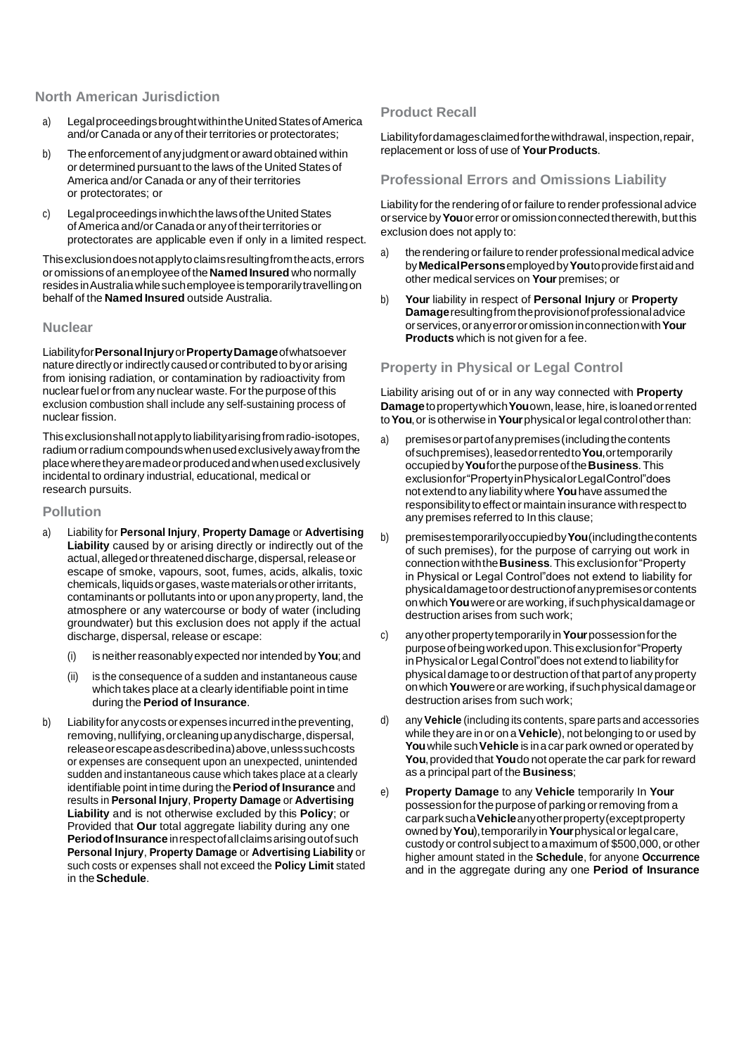## North American Jurisdiction

a) Legal proceedings brought within the United States of America and/or Canada or any of their territories or protectorates;

b) The enforcement of any judgment or award obtained within or determined pursuant to the laws of the United States of America and/or Canada or any of their territories or protectorates; or

c) Legal proceedings in which the laws of the United States of America and/or Canada or any of their territories or protectorates are applicable even if only in a limited respect.

This exclusion does not apply to claims resulting from the acts, errors or omissions of an employee of the **Named Insured** who normally resides in Australia while such employee is temporarily travelling on behalf of the **Named Insured** outside Australia.

## Nuclear

Liability for **Personal Injury** or **Property Damage** of whatsoever nature directly or indirectly caused or contributed to by or arising from ionising radiation, or contamination by radioactivity from nuclear fuel or from any nuclear waste. For the purpose of this exclusion combustion shall include any self-sustaining process of nuclear fission.

This exclusion shall not apply to liability arising from radio-isotopes, radium or radium compounds when used exclusively away from the place where they are made or produced and when used exclusively incidental to ordinary industrial, educational, medical or research pursuits.

## Pollution

a) Liability for **Personal Injury**, **Property Damage** or **Advertising Liability** caused by or arising directly or indirectly out of the actual, alleged or threatened discharge, dispersal, release or escape of smoke, vapours, soot, fumes, acids, alkalis, toxic chemicals, liquids or gases, waste materials or other irritants, contaminants or pollutants into or upon any property, land, the atmosphere or any watercourse or body of water (including groundwater) but this exclusion does not apply if the actual discharge, dispersal, release or escape:

   (i) is neither reasonably expected nor intended by **You**; and

   (ii) is the consequence of a sudden and instantaneous cause which takes place at a clearly identifiable point in time during the **Period of Insurance**.

b) Liability for any costs or expenses incurred in the preventing, removing, nullifying, or cleaning up any discharge, dispersal, release or escape as described in a) above, unless such costs or expenses are consequent upon an unexpected, unintended sudden and instantaneous cause which takes place at a clearly identifiable point in time during the **Period of Insurance** and results in **Personal Injury**, **Property Damage** or **Advertising Liability** and is not otherwise excluded by this **Policy**; or Provided that **Our** total aggregate liability during any one **Period of Insurance** in respect of all claims arising out of such **Personal Injury**, **Property Damage** or **Advertising Liability** or such costs or expenses shall not exceed the **Policy Limit** stated in the **Schedule**.

## Product Recall

Liability for damages claimed for the withdrawal, inspection, repair, replacement or loss of use of **Your Products**.

## Professional Errors and Omissions Liability

Liability for the rendering of or failure to render professional advice or service by **You** or error or omission connected therewith, but this exclusion does not apply to:

a) the rendering or failure to render professional medical advice by **Medical Persons** employed by **You** to provide first aid and other medical services on **Your** premises; or

b) **Your** liability in respect of **Personal Injury** or **Property Damage** resulting from the provision of professional advice or services, or any error or omission in connection with **Your Products** which is not given for a fee.

## Property in Physical or Legal Control

Liability arising out of or in any way connected with **Property Damage** to property which **You** own, lease, hire, is loaned or rented to **You**, or is otherwise in **Your** physical or legal control other than:

a) premises or part of any premises (including the contents of such premises), leased or rented to **You**, or temporarily occupied by **You** for the purpose of the **Business**. This exclusion for "Property in Physical or Legal Control" does not extend to any liability where **You** have assumed the responsibility to effect or maintain insurance with respect to any premises referred to In this clause;

b) premises temporarily occupied by **You** (including the contents of such premises), for the purpose of carrying out work in connection with the **Business**. This exclusion for "Property in Physical or Legal Control" does not extend to liability for physical damage to or destruction of any premises or contents on which **You** were or are working, if such physical damage or destruction arises from such work;

c) any other property temporarily in **Your** possession for the purpose of being worked upon. This exclusion for "Property in Physical or Legal Control" does not extend to liability for physical damage to or destruction of that part of any property on which **You** were or are working, if such physical damage or destruction arises from such work;

d) any **Vehicle** (including its contents, spare parts and accessories while they are in or on a **Vehicle**), not belonging to or used by **You** while such **Vehicle** is in a car park owned or operated by **You**, provided that **You** do not operate the car park for reward as a principal part of the **Business**;

e) **Property Damage** to any **Vehicle** temporarily In **Your** possession for the purpose of parking or removing from a car park such a **Vehicle** any other property (except property owned by **You**), temporarily in **Your** physical or legal care, custody or control subject to a maximum of $500,000, or other higher amount stated in the **Schedule**, for anyone **Occurrence** and in the aggregate during any one **Period of Insurance**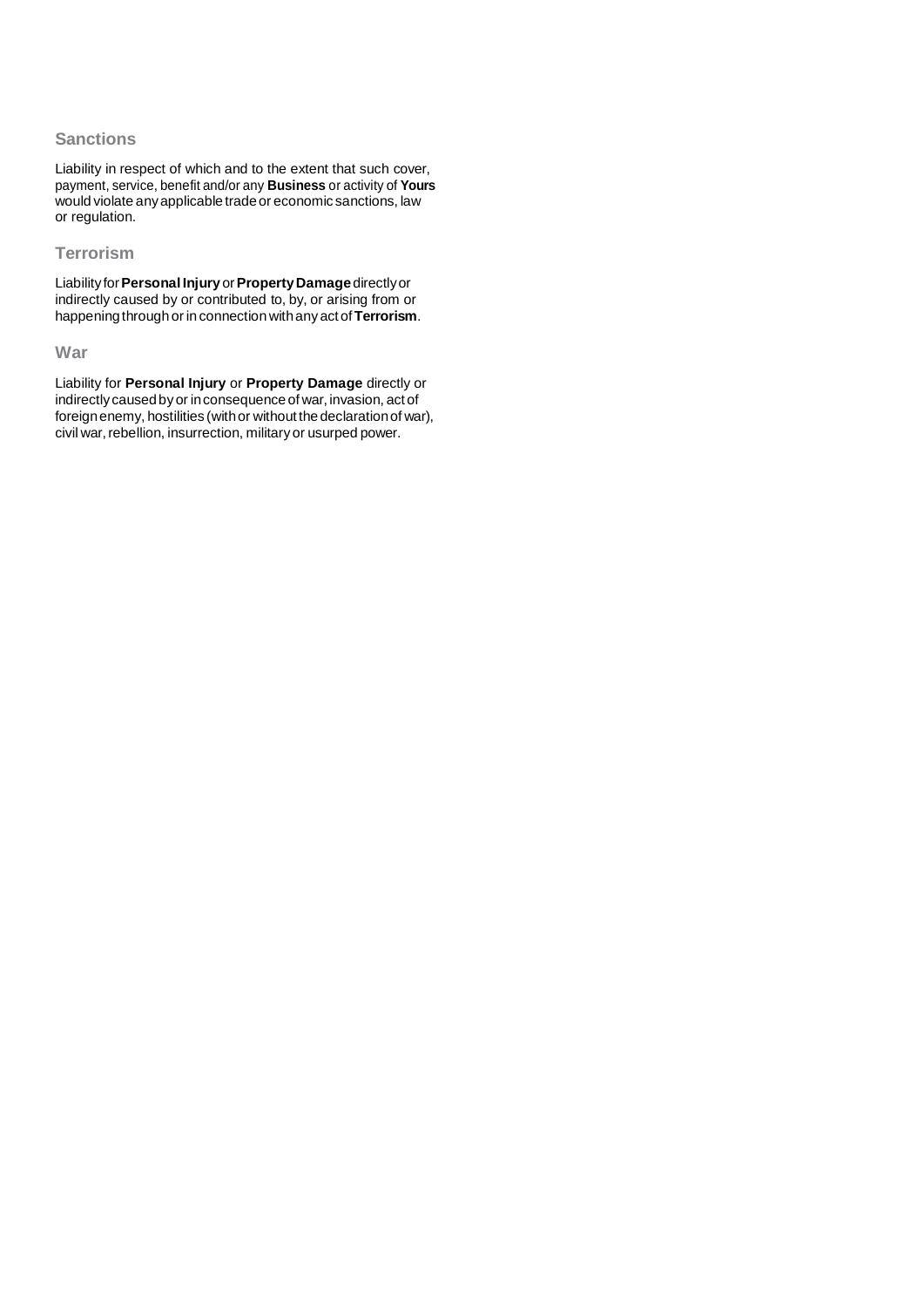## Sanctions

Liability in respect of which and to the extent that such cover, payment, service, benefit and/or any **Business** or activity of **Yours** would violate any applicable trade or economic sanctions, law or regulation.

## Terrorism

Liability for **Personal Injury** or **Property Damage** directly or indirectly caused by or contributed to, by, or arising from or happening through or in connection with any act of **Terrorism**.

## War

Liability for **Personal Injury** or **Property Damage** directly or indirectly caused by or in consequence of war, invasion, act of foreign enemy, hostilities (with or without the declaration of war), civil war, rebellion, insurrection, military or usurped power.